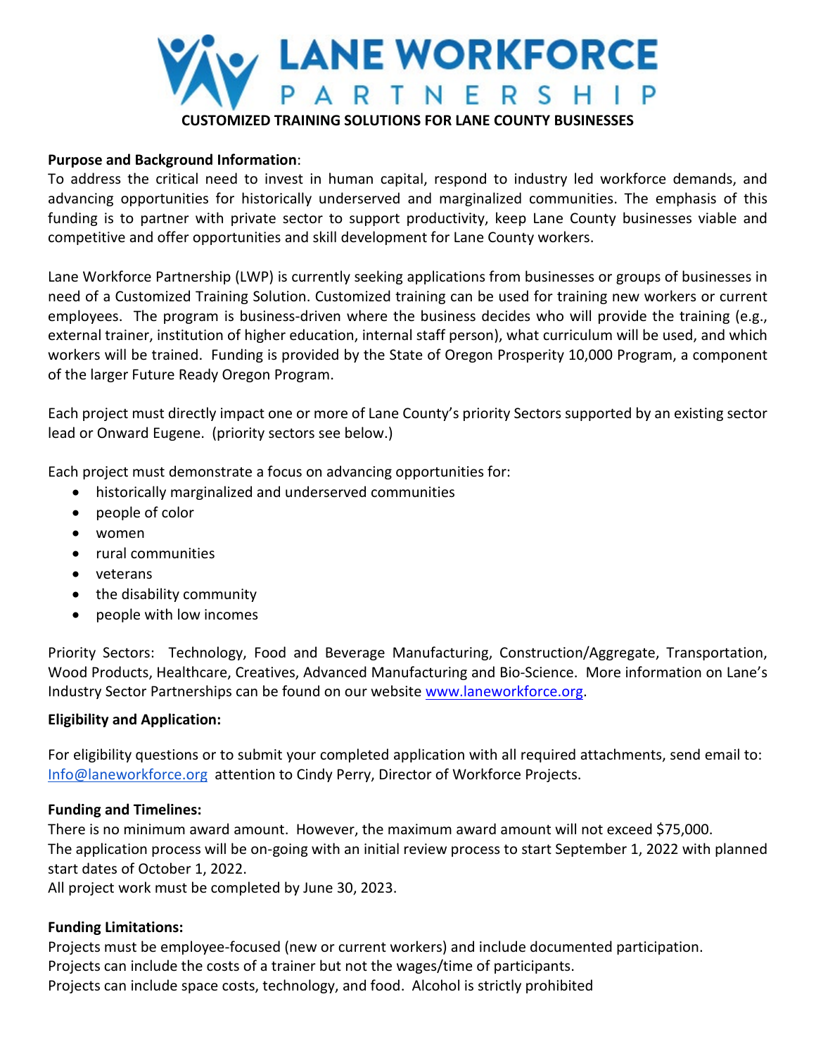# LANE WORKFORCE PARTNERSHIP

**CUSTOMIZED TRAINING SOLUTIONS FOR LANE COUNTY BUSINESSES**

**Purpose and Background Information**:
To address the critical need to invest in human capital, respond to industry led workforce demands, and advancing opportunities for historically underserved and marginalized communities. The emphasis of this funding is to partner with private sector to support productivity, keep Lane County businesses viable and competitive and offer opportunities and skill development for Lane County workers.

Lane Workforce Partnership (LWP) is currently seeking applications from businesses or groups of businesses in need of a Customized Training Solution. Customized training can be used for training new workers or current employees. The program is business-driven where the business decides who will provide the training (e.g., external trainer, institution of higher education, internal staff person), what curriculum will be used, and which workers will be trained. Funding is provided by the State of Oregon Prosperity 10,000 Program, a component of the larger Future Ready Oregon Program.

Each project must directly impact one or more of Lane County's priority Sectors supported by an existing sector lead or Onward Eugene. (priority sectors see below.)

Each project must demonstrate a focus on advancing opportunities for:

- historically marginalized and underserved communities
- people of color
- women
- rural communities
- veterans
- the disability community
- people with low incomes

Priority Sectors: Technology, Food and Beverage Manufacturing, Construction/Aggregate, Transportation, Wood Products, Healthcare, Creatives, Advanced Manufacturing and Bio-Science. More information on Lane's Industry Sector Partnerships can be found on our website www.laneworkforce.org.

**Eligibility and Application:**

For eligibility questions or to submit your completed application with all required attachments, send email to: Info@laneworkforce.org attention to Cindy Perry, Director of Workforce Projects.

**Funding and Timelines:**
There is no minimum award amount. However, the maximum award amount will not exceed $75,000.
The application process will be on-going with an initial review process to start September 1, 2022 with planned start dates of October 1, 2022.
All project work must be completed by June 30, 2023.

**Funding Limitations:**
Projects must be employee-focused (new or current workers) and include documented participation.
Projects can include the costs of a trainer but not the wages/time of participants.
Projects can include space costs, technology, and food. Alcohol is strictly prohibited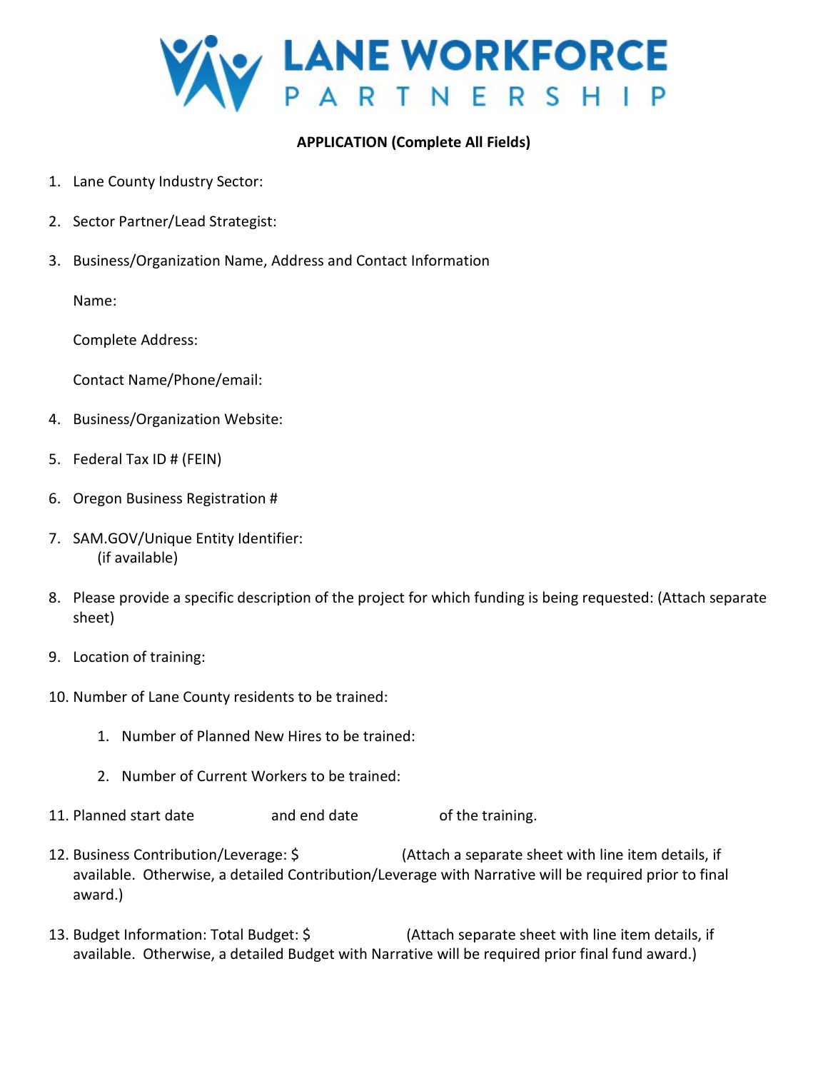LANE WORKFORCE PARTNERSHIP

**APPLICATION (Complete All Fields)**

1. Lane County Industry Sector:
2. Sector Partner/Lead Strategist:
3. Business/Organization Name, Address and Contact Information

   Name:

   Complete Address:

   Contact Name/Phone/email:

4. Business/Organization Website:
5. Federal Tax ID # (FEIN)
6. Oregon Business Registration #
7. SAM.GOV/Unique Entity Identifier:
   (if available)
8. Please provide a specific description of the project for which funding is being requested: (Attach separate sheet)
9. Location of training:
10. Number of Lane County residents to be trained:
    1. Number of Planned New Hires to be trained:
    2. Number of Current Workers to be trained:
11. Planned start date and end date of the training.
12. Business Contribution/Leverage: $ (Attach a separate sheet with line item details, if available. Otherwise, a detailed Contribution/Leverage with Narrative will be required prior to final award.)
13. Budget Information: Total Budget: $ (Attach separate sheet with line item details, if available. Otherwise, a detailed Budget with Narrative will be required prior final fund award.)